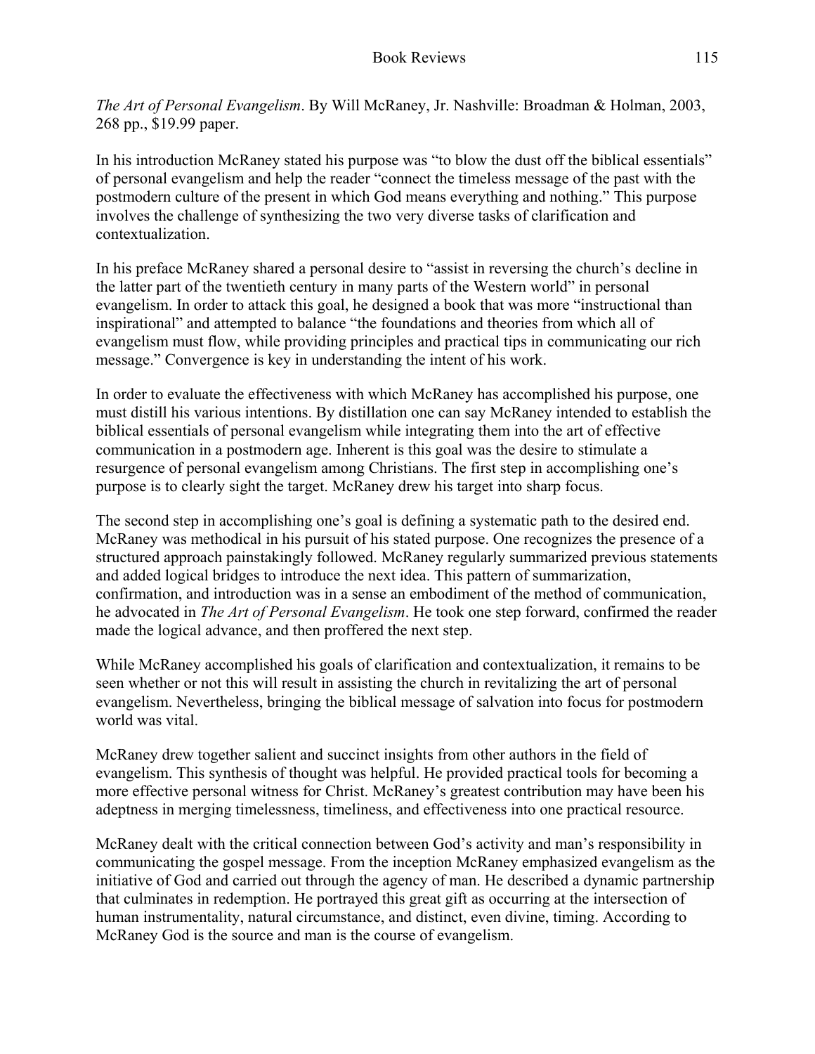*The Art of Personal Evangelism*. By Will McRaney, Jr. Nashville: Broadman & Holman, 2003, 268 pp., $19.99 paper.

In his introduction McRaney stated his purpose was "to blow the dust off the biblical essentials" of personal evangelism and help the reader "connect the timeless message of the past with the postmodern culture of the present in which God means everything and nothing." This purpose involves the challenge of synthesizing the two very diverse tasks of clarification and contextualization.

In his preface McRaney shared a personal desire to "assist in reversing the church's decline in the latter part of the twentieth century in many parts of the Western world" in personal evangelism. In order to attack this goal, he designed a book that was more "instructional than inspirational" and attempted to balance "the foundations and theories from which all of evangelism must flow, while providing principles and practical tips in communicating our rich message." Convergence is key in understanding the intent of his work.

In order to evaluate the effectiveness with which McRaney has accomplished his purpose, one must distill his various intentions. By distillation one can say McRaney intended to establish the biblical essentials of personal evangelism while integrating them into the art of effective communication in a postmodern age. Inherent is this goal was the desire to stimulate a resurgence of personal evangelism among Christians. The first step in accomplishing one's purpose is to clearly sight the target. McRaney drew his target into sharp focus.

The second step in accomplishing one's goal is defining a systematic path to the desired end. McRaney was methodical in his pursuit of his stated purpose. One recognizes the presence of a structured approach painstakingly followed. McRaney regularly summarized previous statements and added logical bridges to introduce the next idea. This pattern of summarization, confirmation, and introduction was in a sense an embodiment of the method of communication, he advocated in *The Art of Personal Evangelism*. He took one step forward, confirmed the reader made the logical advance, and then proffered the next step.

While McRaney accomplished his goals of clarification and contextualization, it remains to be seen whether or not this will result in assisting the church in revitalizing the art of personal evangelism. Nevertheless, bringing the biblical message of salvation into focus for postmodern world was vital.

McRaney drew together salient and succinct insights from other authors in the field of evangelism. This synthesis of thought was helpful. He provided practical tools for becoming a more effective personal witness for Christ. McRaney's greatest contribution may have been his adeptness in merging timelessness, timeliness, and effectiveness into one practical resource.

McRaney dealt with the critical connection between God's activity and man's responsibility in communicating the gospel message. From the inception McRaney emphasized evangelism as the initiative of God and carried out through the agency of man. He described a dynamic partnership that culminates in redemption. He portrayed this great gift as occurring at the intersection of human instrumentality, natural circumstance, and distinct, even divine, timing. According to McRaney God is the source and man is the course of evangelism.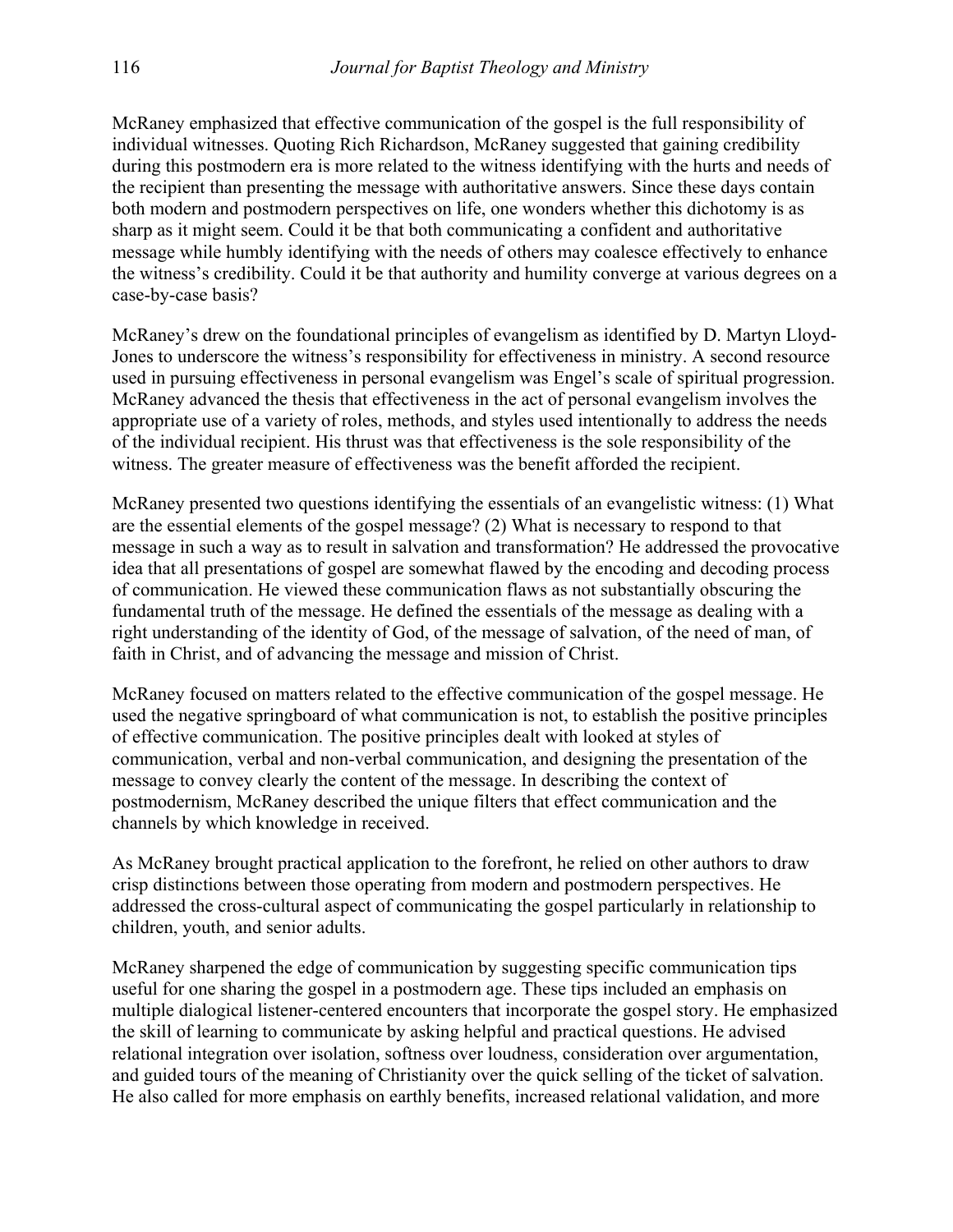McRaney emphasized that effective communication of the gospel is the full responsibility of individual witnesses. Quoting Rich Richardson, McRaney suggested that gaining credibility during this postmodern era is more related to the witness identifying with the hurts and needs of the recipient than presenting the message with authoritative answers. Since these days contain both modern and postmodern perspectives on life, one wonders whether this dichotomy is as sharp as it might seem. Could it be that both communicating a confident and authoritative message while humbly identifying with the needs of others may coalesce effectively to enhance the witness's credibility. Could it be that authority and humility converge at various degrees on a case-by-case basis?

McRaney's drew on the foundational principles of evangelism as identified by D. Martyn Lloyd-Jones to underscore the witness's responsibility for effectiveness in ministry. A second resource used in pursuing effectiveness in personal evangelism was Engel's scale of spiritual progression. McRaney advanced the thesis that effectiveness in the act of personal evangelism involves the appropriate use of a variety of roles, methods, and styles used intentionally to address the needs of the individual recipient. His thrust was that effectiveness is the sole responsibility of the witness. The greater measure of effectiveness was the benefit afforded the recipient.

McRaney presented two questions identifying the essentials of an evangelistic witness: (1) What are the essential elements of the gospel message? (2) What is necessary to respond to that message in such a way as to result in salvation and transformation? He addressed the provocative idea that all presentations of gospel are somewhat flawed by the encoding and decoding process of communication. He viewed these communication flaws as not substantially obscuring the fundamental truth of the message. He defined the essentials of the message as dealing with a right understanding of the identity of God, of the message of salvation, of the need of man, of faith in Christ, and of advancing the message and mission of Christ.

McRaney focused on matters related to the effective communication of the gospel message. He used the negative springboard of what communication is not, to establish the positive principles of effective communication. The positive principles dealt with looked at styles of communication, verbal and non-verbal communication, and designing the presentation of the message to convey clearly the content of the message. In describing the context of postmodernism, McRaney described the unique filters that effect communication and the channels by which knowledge in received.

As McRaney brought practical application to the forefront, he relied on other authors to draw crisp distinctions between those operating from modern and postmodern perspectives. He addressed the cross-cultural aspect of communicating the gospel particularly in relationship to children, youth, and senior adults.

McRaney sharpened the edge of communication by suggesting specific communication tips useful for one sharing the gospel in a postmodern age. These tips included an emphasis on multiple dialogical listener-centered encounters that incorporate the gospel story. He emphasized the skill of learning to communicate by asking helpful and practical questions. He advised relational integration over isolation, softness over loudness, consideration over argumentation, and guided tours of the meaning of Christianity over the quick selling of the ticket of salvation. He also called for more emphasis on earthly benefits, increased relational validation, and more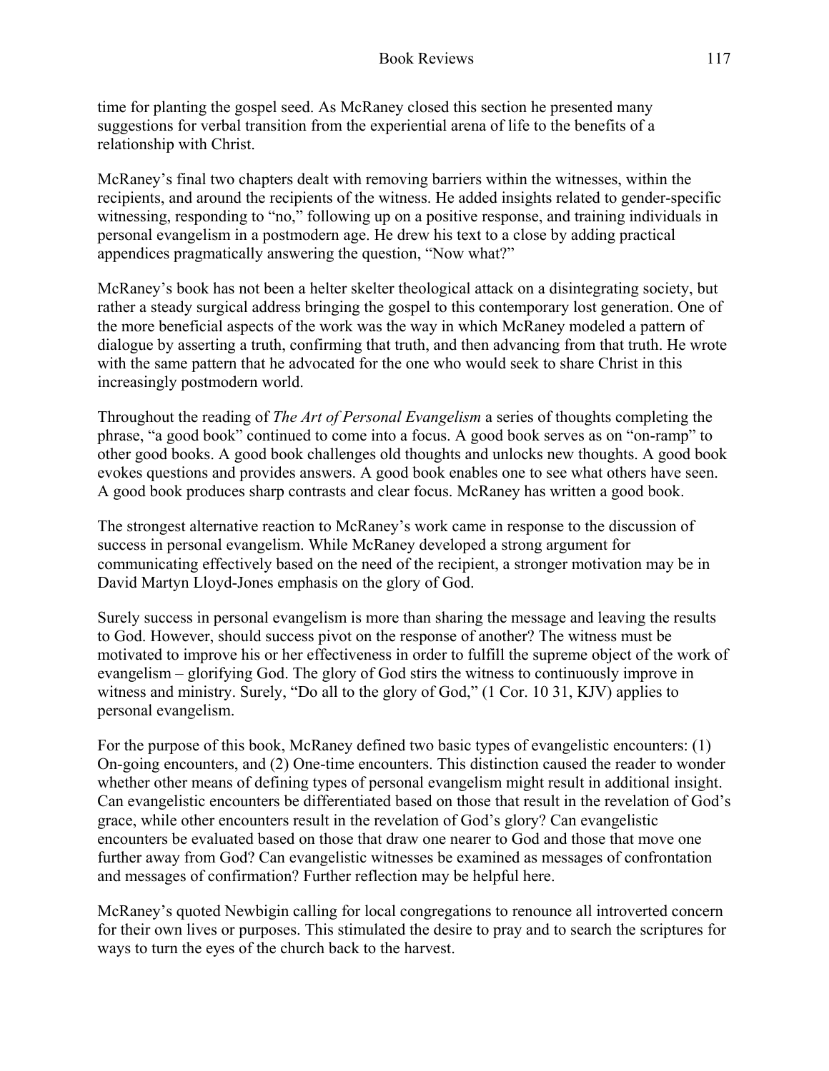time for planting the gospel seed. As McRaney closed this section he presented many suggestions for verbal transition from the experiential arena of life to the benefits of a relationship with Christ.

McRaney's final two chapters dealt with removing barriers within the witnesses, within the recipients, and around the recipients of the witness. He added insights related to gender-specific witnessing, responding to "no," following up on a positive response, and training individuals in personal evangelism in a postmodern age. He drew his text to a close by adding practical appendices pragmatically answering the question, "Now what?"

McRaney's book has not been a helter skelter theological attack on a disintegrating society, but rather a steady surgical address bringing the gospel to this contemporary lost generation. One of the more beneficial aspects of the work was the way in which McRaney modeled a pattern of dialogue by asserting a truth, confirming that truth, and then advancing from that truth. He wrote with the same pattern that he advocated for the one who would seek to share Christ in this increasingly postmodern world.

Throughout the reading of *The Art of Personal Evangelism* a series of thoughts completing the phrase, "a good book" continued to come into a focus. A good book serves as on "on-ramp" to other good books. A good book challenges old thoughts and unlocks new thoughts. A good book evokes questions and provides answers. A good book enables one to see what others have seen. A good book produces sharp contrasts and clear focus. McRaney has written a good book.

The strongest alternative reaction to McRaney's work came in response to the discussion of success in personal evangelism. While McRaney developed a strong argument for communicating effectively based on the need of the recipient, a stronger motivation may be in David Martyn Lloyd-Jones emphasis on the glory of God.

Surely success in personal evangelism is more than sharing the message and leaving the results to God. However, should success pivot on the response of another? The witness must be motivated to improve his or her effectiveness in order to fulfill the supreme object of the work of evangelism – glorifying God. The glory of God stirs the witness to continuously improve in witness and ministry. Surely, "Do all to the glory of God," (1 Cor. 10 31, KJV) applies to personal evangelism.

For the purpose of this book, McRaney defined two basic types of evangelistic encounters: (1) On-going encounters, and (2) One-time encounters. This distinction caused the reader to wonder whether other means of defining types of personal evangelism might result in additional insight. Can evangelistic encounters be differentiated based on those that result in the revelation of God's grace, while other encounters result in the revelation of God's glory? Can evangelistic encounters be evaluated based on those that draw one nearer to God and those that move one further away from God? Can evangelistic witnesses be examined as messages of confrontation and messages of confirmation? Further reflection may be helpful here.

McRaney's quoted Newbigin calling for local congregations to renounce all introverted concern for their own lives or purposes. This stimulated the desire to pray and to search the scriptures for ways to turn the eyes of the church back to the harvest.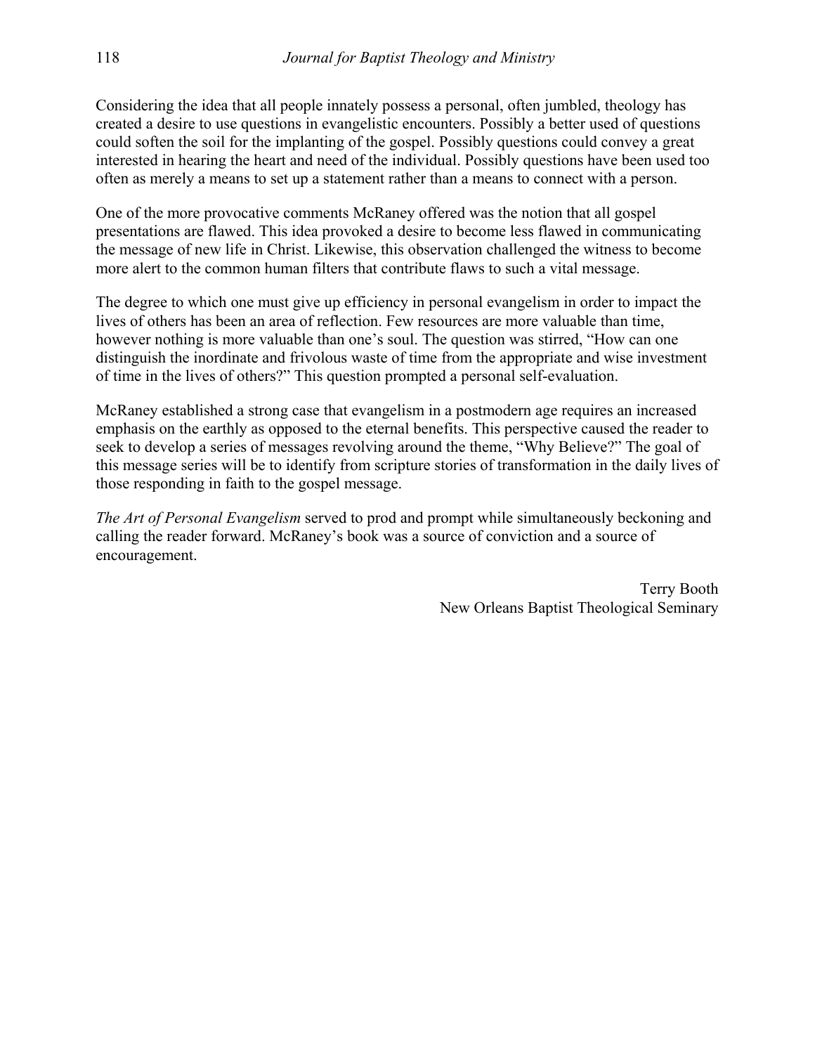Considering the idea that all people innately possess a personal, often jumbled, theology has created a desire to use questions in evangelistic encounters. Possibly a better used of questions could soften the soil for the implanting of the gospel. Possibly questions could convey a great interested in hearing the heart and need of the individual. Possibly questions have been used too often as merely a means to set up a statement rather than a means to connect with a person.

One of the more provocative comments McRaney offered was the notion that all gospel presentations are flawed. This idea provoked a desire to become less flawed in communicating the message of new life in Christ. Likewise, this observation challenged the witness to become more alert to the common human filters that contribute flaws to such a vital message.

The degree to which one must give up efficiency in personal evangelism in order to impact the lives of others has been an area of reflection. Few resources are more valuable than time, however nothing is more valuable than one's soul. The question was stirred, "How can one distinguish the inordinate and frivolous waste of time from the appropriate and wise investment of time in the lives of others?" This question prompted a personal self-evaluation.

McRaney established a strong case that evangelism in a postmodern age requires an increased emphasis on the earthly as opposed to the eternal benefits. This perspective caused the reader to seek to develop a series of messages revolving around the theme, "Why Believe?" The goal of this message series will be to identify from scripture stories of transformation in the daily lives of those responding in faith to the gospel message.

*The Art of Personal Evangelism* served to prod and prompt while simultaneously beckoning and calling the reader forward. McRaney's book was a source of conviction and a source of encouragement.

Terry Booth
New Orleans Baptist Theological Seminary